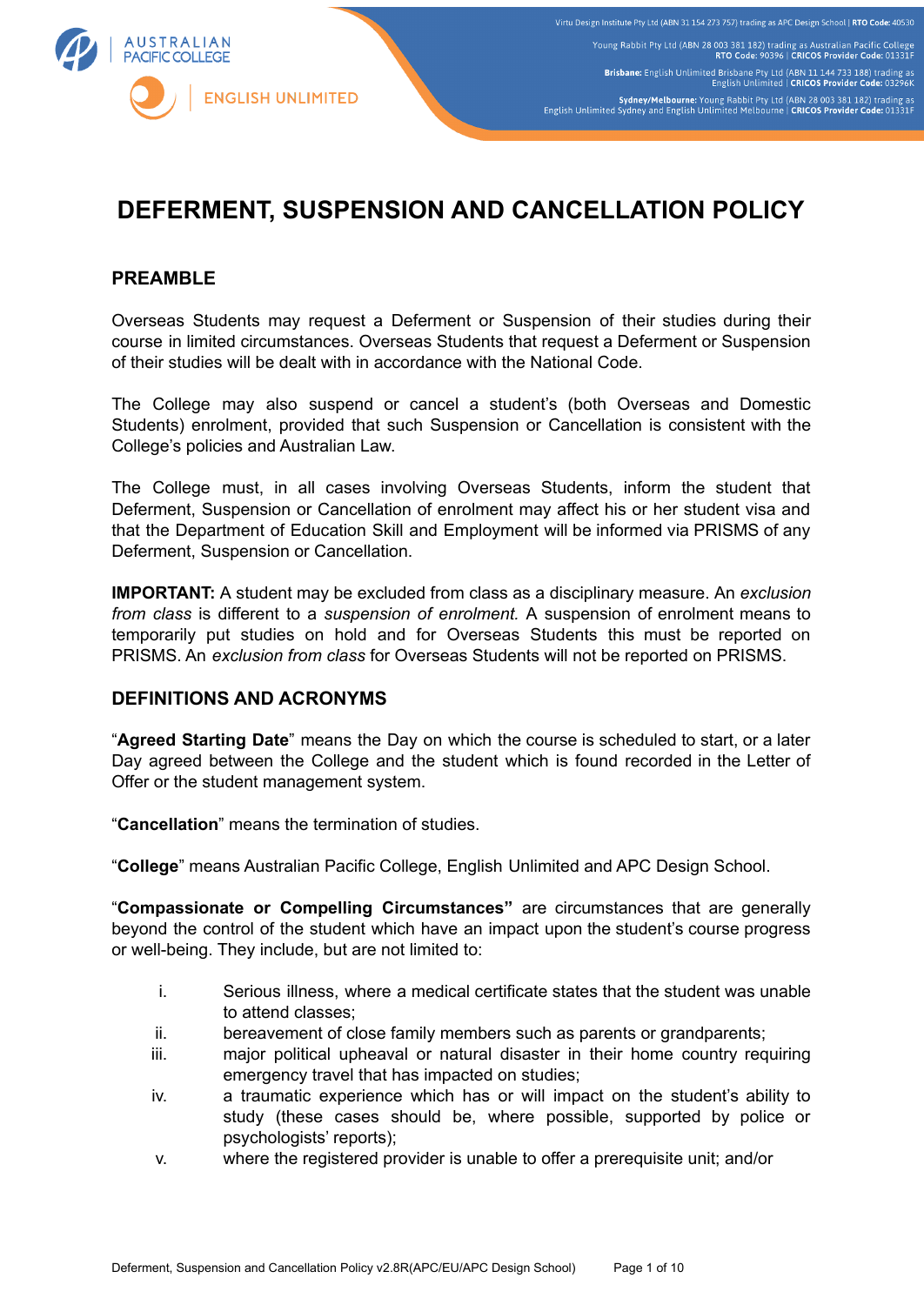# DEFERMENT, SUSPENSION AND CANCELLATION POLICY

## PREAMBLE

Overseas Students may request a Deferment or Suspension of their studies during their course in limited circumstances. Overseas Students that request a Deferment or Suspension of their studies will be dealt with in accordance with the National Code.

The College may also suspend or cancel a student's (both Overseas and Domestic Students) enrolment, provided that such Suspension or Cancellation is consistent with the College's policies and Australian Law.

The College must, in all cases involving Overseas Students, inform the student that Deferment, Suspension or Cancellation of enrolment may affect his or her student visa and that the Department of Education Skill and Employment will be informed via PRISMS of any Deferment, Suspension or Cancellation.

**IMPORTANT:** A student may be excluded from class as a disciplinary measure. An *exclusion from class* is different to a *suspension of enrolment.* A suspension of enrolment means to temporarily put studies on hold and for Overseas Students this must be reported on PRISMS. An *exclusion from class* for Overseas Students will not be reported on PRISMS.

## DEFINITIONS AND ACRONYMS

"**Agreed Starting Date**" means the Day on which the course is scheduled to start, or a later Day agreed between the College and the student which is found recorded in the Letter of Offer or the student management system.

"**Cancellation**" means the termination of studies.

"**College**" means Australian Pacific College, English Unlimited and APC Design School.

"**Compassionate or Compelling Circumstances"** are circumstances that are generally beyond the control of the student which have an impact upon the student's course progress or well-being. They include, but are not limited to:

i. Serious illness, where a medical certificate states that the student was unable to attend classes;
ii. bereavement of close family members such as parents or grandparents;
iii. major political upheaval or natural disaster in their home country requiring emergency travel that has impacted on studies;
iv. a traumatic experience which has or will impact on the student's ability to study (these cases should be, where possible, supported by police or psychologists' reports);
v. where the registered provider is unable to offer a prerequisite unit; and/or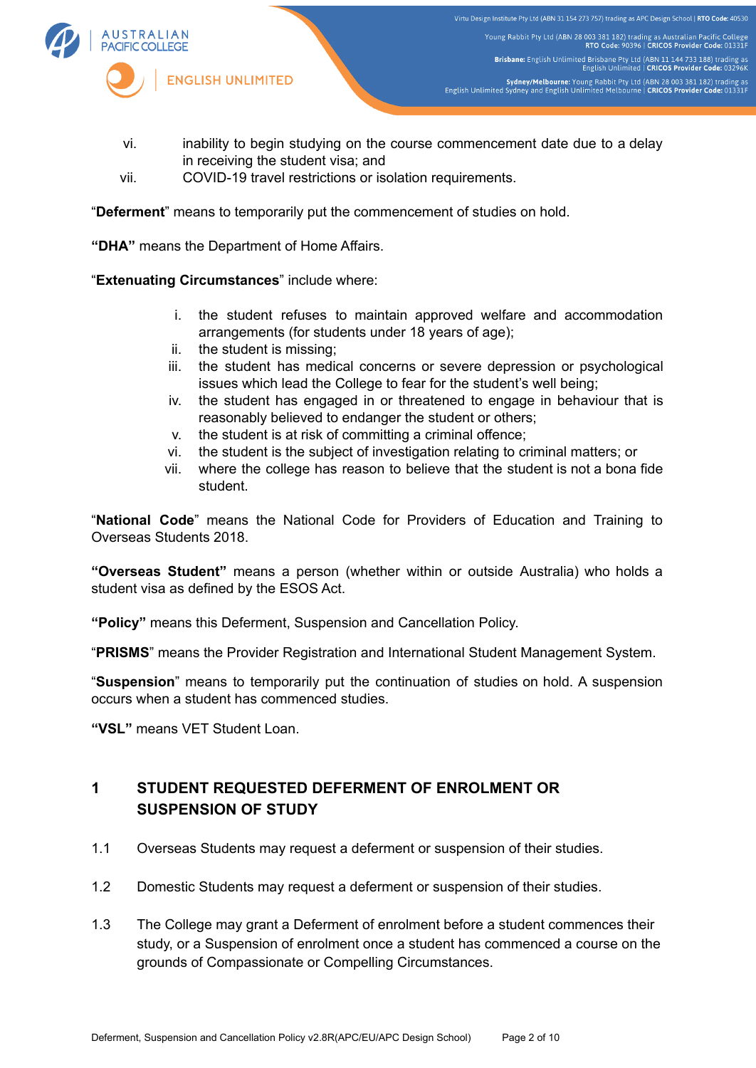vi. inability to begin studying on the course commencement date due to a delay in receiving the student visa; and
vii. COVID-19 travel restrictions or isolation requirements.

"**Deferment**" means to temporarily put the commencement of studies on hold.

**"DHA"** means the Department of Home Affairs.

"**Extenuating Circumstances**" include where:

i. the student refuses to maintain approved welfare and accommodation arrangements (for students under 18 years of age);
ii. the student is missing;
iii. the student has medical concerns or severe depression or psychological issues which lead the College to fear for the student's well being;
iv. the student has engaged in or threatened to engage in behaviour that is reasonably believed to endanger the student or others;
v. the student is at risk of committing a criminal offence;
vi. the student is the subject of investigation relating to criminal matters; or
vii. where the college has reason to believe that the student is not a bona fide student.

"**National Code**" means the National Code for Providers of Education and Training to Overseas Students 2018.

**"Overseas Student"** means a person (whether within or outside Australia) who holds a student visa as defined by the ESOS Act.

**"Policy"** means this Deferment, Suspension and Cancellation Policy.

"**PRISMS**" means the Provider Registration and International Student Management System.

"**Suspension**" means to temporarily put the continuation of studies on hold. A suspension occurs when a student has commenced studies.

**"VSL"** means VET Student Loan.

## 1 STUDENT REQUESTED DEFERMENT OF ENROLMENT OR SUSPENSION OF STUDY

1.1 Overseas Students may request a deferment or suspension of their studies.

1.2 Domestic Students may request a deferment or suspension of their studies.

1.3 The College may grant a Deferment of enrolment before a student commences their study, or a Suspension of enrolment once a student has commenced a course on the grounds of Compassionate or Compelling Circumstances.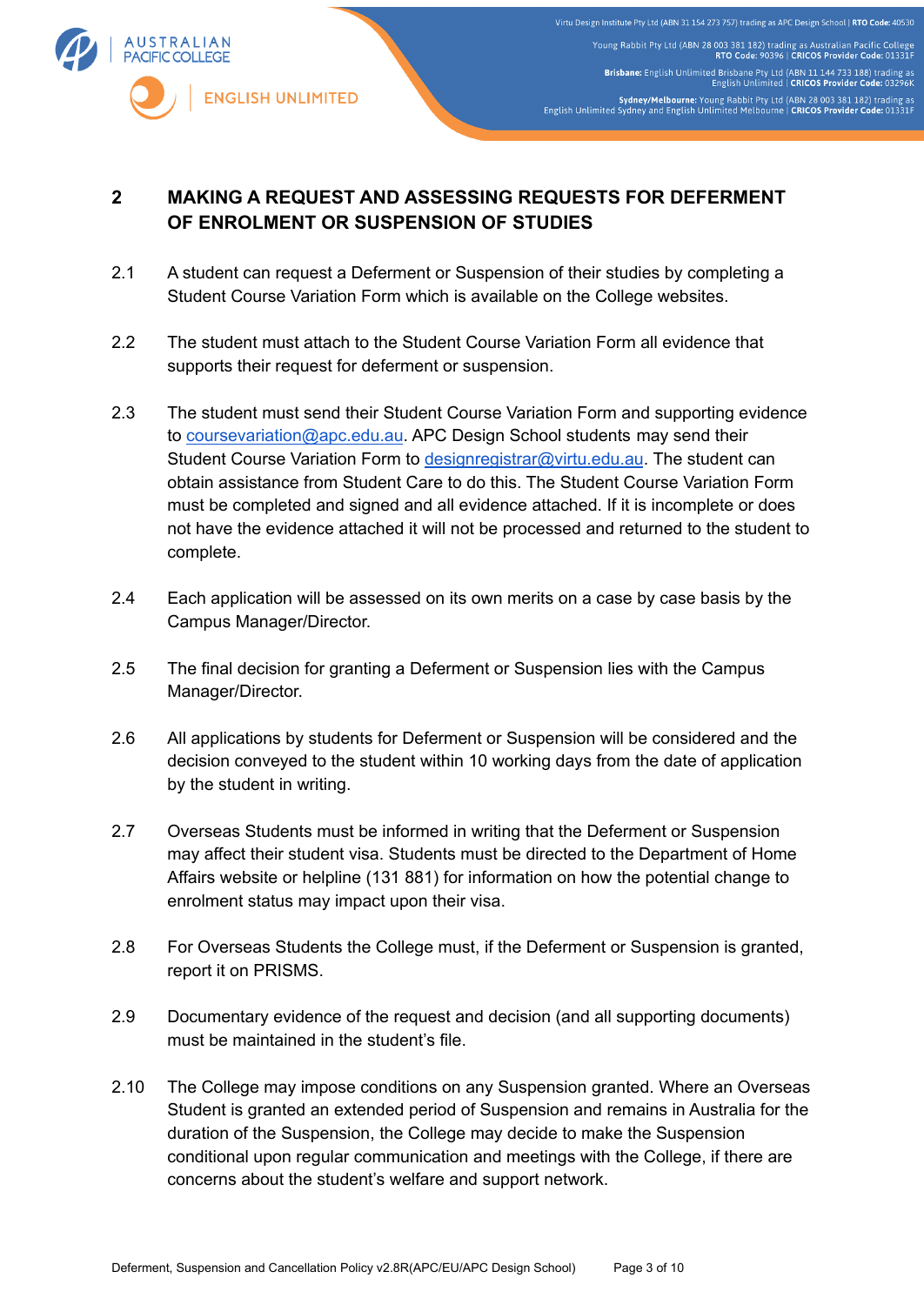## 2 MAKING A REQUEST AND ASSESSING REQUESTS FOR DEFERMENT OF ENROLMENT OR SUSPENSION OF STUDIES

2.1 A student can request a Deferment or Suspension of their studies by completing a Student Course Variation Form which is available on the College websites.

2.2 The student must attach to the Student Course Variation Form all evidence that supports their request for deferment or suspension.

2.3 The student must send their Student Course Variation Form and supporting evidence to coursevariation@apc.edu.au. APC Design School students may send their Student Course Variation Form to designregistrar@virtu.edu.au. The student can obtain assistance from Student Care to do this. The Student Course Variation Form must be completed and signed and all evidence attached. If it is incomplete or does not have the evidence attached it will not be processed and returned to the student to complete.

2.4 Each application will be assessed on its own merits on a case by case basis by the Campus Manager/Director.

2.5 The final decision for granting a Deferment or Suspension lies with the Campus Manager/Director.

2.6 All applications by students for Deferment or Suspension will be considered and the decision conveyed to the student within 10 working days from the date of application by the student in writing.

2.7 Overseas Students must be informed in writing that the Deferment or Suspension may affect their student visa. Students must be directed to the Department of Home Affairs website or helpline (131 881) for information on how the potential change to enrolment status may impact upon their visa.

2.8 For Overseas Students the College must, if the Deferment or Suspension is granted, report it on PRISMS.

2.9 Documentary evidence of the request and decision (and all supporting documents) must be maintained in the student's file.

2.10 The College may impose conditions on any Suspension granted. Where an Overseas Student is granted an extended period of Suspension and remains in Australia for the duration of the Suspension, the College may decide to make the Suspension conditional upon regular communication and meetings with the College, if there are concerns about the student's welfare and support network.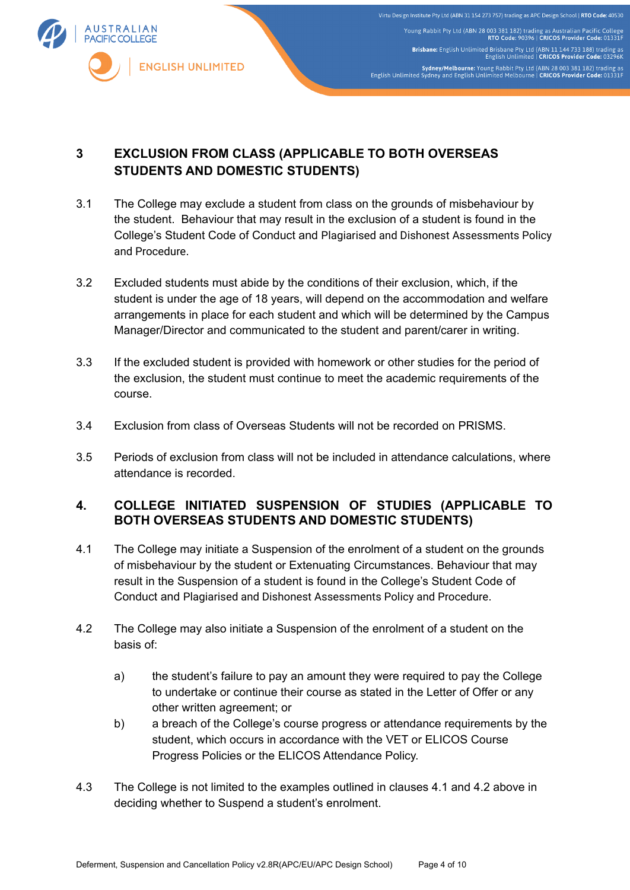## 3 EXCLUSION FROM CLASS (APPLICABLE TO BOTH OVERSEAS STUDENTS AND DOMESTIC STUDENTS)

3.1 The College may exclude a student from class on the grounds of misbehaviour by the student. Behaviour that may result in the exclusion of a student is found in the College's Student Code of Conduct and Plagiarised and Dishonest Assessments Policy and Procedure.

3.2 Excluded students must abide by the conditions of their exclusion, which, if the student is under the age of 18 years, will depend on the accommodation and welfare arrangements in place for each student and which will be determined by the Campus Manager/Director and communicated to the student and parent/carer in writing.

3.3 If the excluded student is provided with homework or other studies for the period of the exclusion, the student must continue to meet the academic requirements of the course.

3.4 Exclusion from class of Overseas Students will not be recorded on PRISMS.

3.5 Periods of exclusion from class will not be included in attendance calculations, where attendance is recorded.

## 4. COLLEGE INITIATED SUSPENSION OF STUDIES (APPLICABLE TO BOTH OVERSEAS STUDENTS AND DOMESTIC STUDENTS)

4.1 The College may initiate a Suspension of the enrolment of a student on the grounds of misbehaviour by the student or Extenuating Circumstances. Behaviour that may result in the Suspension of a student is found in the College's Student Code of Conduct and Plagiarised and Dishonest Assessments Policy and Procedure.

4.2 The College may also initiate a Suspension of the enrolment of a student on the basis of:

a) the student's failure to pay an amount they were required to pay the College to undertake or continue their course as stated in the Letter of Offer or any other written agreement; or

b) a breach of the College's course progress or attendance requirements by the student, which occurs in accordance with the VET or ELICOS Course Progress Policies or the ELICOS Attendance Policy.

4.3 The College is not limited to the examples outlined in clauses 4.1 and 4.2 above in deciding whether to Suspend a student's enrolment.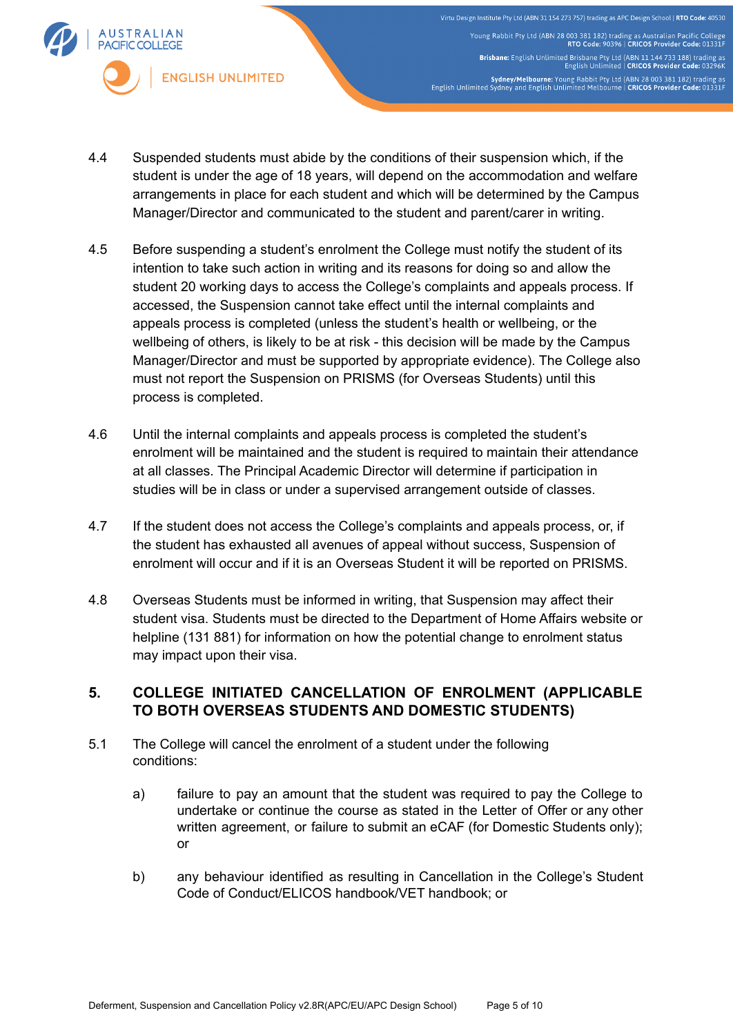4.4 Suspended students must abide by the conditions of their suspension which, if the student is under the age of 18 years, will depend on the accommodation and welfare arrangements in place for each student and which will be determined by the Campus Manager/Director and communicated to the student and parent/carer in writing.

4.5 Before suspending a student's enrolment the College must notify the student of its intention to take such action in writing and its reasons for doing so and allow the student 20 working days to access the College's complaints and appeals process. If accessed, the Suspension cannot take effect until the internal complaints and appeals process is completed (unless the student's health or wellbeing, or the wellbeing of others, is likely to be at risk - this decision will be made by the Campus Manager/Director and must be supported by appropriate evidence). The College also must not report the Suspension on PRISMS (for Overseas Students) until this process is completed.

4.6 Until the internal complaints and appeals process is completed the student's enrolment will be maintained and the student is required to maintain their attendance at all classes. The Principal Academic Director will determine if participation in studies will be in class or under a supervised arrangement outside of classes.

4.7 If the student does not access the College's complaints and appeals process, or, if the student has exhausted all avenues of appeal without success, Suspension of enrolment will occur and if it is an Overseas Student it will be reported on PRISMS.

4.8 Overseas Students must be informed in writing, that Suspension may affect their student visa. Students must be directed to the Department of Home Affairs website or helpline (131 881) for information on how the potential change to enrolment status may impact upon their visa.

## 5. COLLEGE INITIATED CANCELLATION OF ENROLMENT (APPLICABLE TO BOTH OVERSEAS STUDENTS AND DOMESTIC STUDENTS)

5.1 The College will cancel the enrolment of a student under the following conditions:

a) failure to pay an amount that the student was required to pay the College to undertake or continue the course as stated in the Letter of Offer or any other written agreement, or failure to submit an eCAF (for Domestic Students only); or

b) any behaviour identified as resulting in Cancellation in the College's Student Code of Conduct/ELICOS handbook/VET handbook; or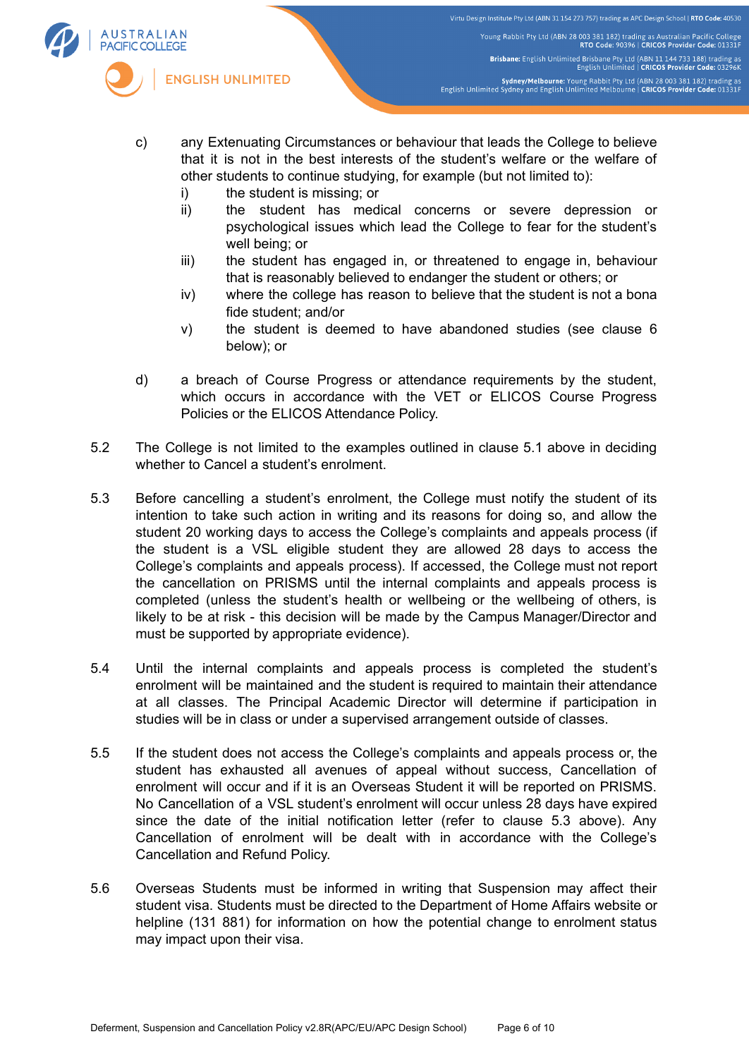c) any Extenuating Circumstances or behaviour that leads the College to believe that it is not in the best interests of the student's welfare or the welfare of other students to continue studying, for example (but not limited to):

   i) the student is missing; or

   ii) the student has medical concerns or severe depression or psychological issues which lead the College to fear for the student's well being; or

   iii) the student has engaged in, or threatened to engage in, behaviour that is reasonably believed to endanger the student or others; or

   iv) where the college has reason to believe that the student is not a bona fide student; and/or

   v) the student is deemed to have abandoned studies (see clause 6 below); or

d) a breach of Course Progress or attendance requirements by the student, which occurs in accordance with the VET or ELICOS Course Progress Policies or the ELICOS Attendance Policy.

5.2 The College is not limited to the examples outlined in clause 5.1 above in deciding whether to Cancel a student's enrolment.

5.3 Before cancelling a student's enrolment, the College must notify the student of its intention to take such action in writing and its reasons for doing so, and allow the student 20 working days to access the College's complaints and appeals process (if the student is a VSL eligible student they are allowed 28 days to access the College's complaints and appeals process). If accessed, the College must not report the cancellation on PRISMS until the internal complaints and appeals process is completed (unless the student's health or wellbeing or the wellbeing of others, is likely to be at risk - this decision will be made by the Campus Manager/Director and must be supported by appropriate evidence).

5.4 Until the internal complaints and appeals process is completed the student's enrolment will be maintained and the student is required to maintain their attendance at all classes. The Principal Academic Director will determine if participation in studies will be in class or under a supervised arrangement outside of classes.

5.5 If the student does not access the College's complaints and appeals process or, the student has exhausted all avenues of appeal without success, Cancellation of enrolment will occur and if it is an Overseas Student it will be reported on PRISMS. No Cancellation of a VSL student's enrolment will occur unless 28 days have expired since the date of the initial notification letter (refer to clause 5.3 above). Any Cancellation of enrolment will be dealt with in accordance with the College's Cancellation and Refund Policy.

5.6 Overseas Students must be informed in writing that Suspension may affect their student visa. Students must be directed to the Department of Home Affairs website or helpline (131 881) for information on how the potential change to enrolment status may impact upon their visa.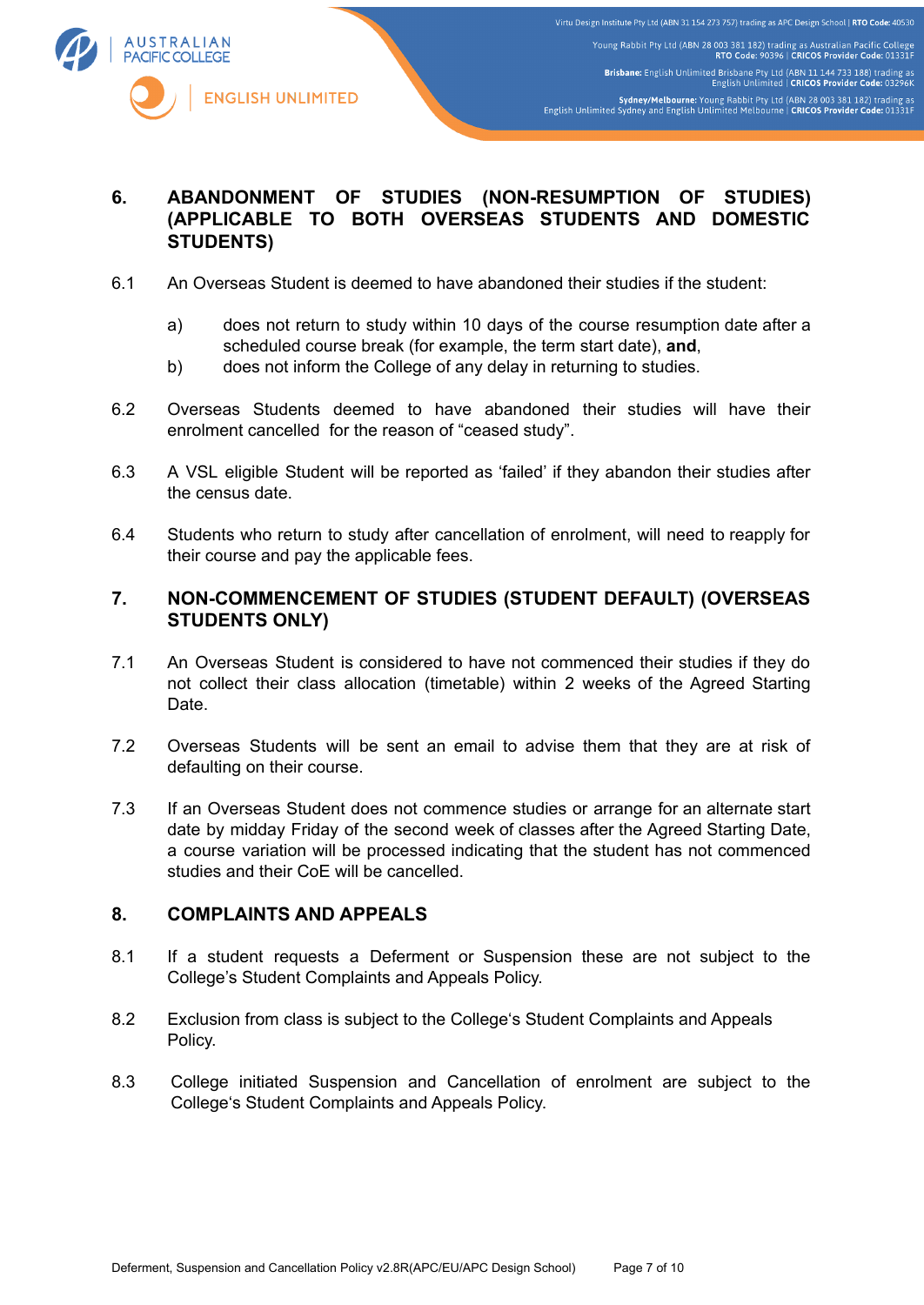## 6. ABANDONMENT OF STUDIES (NON-RESUMPTION OF STUDIES) (APPLICABLE TO BOTH OVERSEAS STUDENTS AND DOMESTIC STUDENTS)

6.1 An Overseas Student is deemed to have abandoned their studies if the student:

a) does not return to study within 10 days of the course resumption date after a scheduled course break (for example, the term start date), **and**,

b) does not inform the College of any delay in returning to studies.

6.2 Overseas Students deemed to have abandoned their studies will have their enrolment cancelled for the reason of "ceased study".

6.3 A VSL eligible Student will be reported as 'failed' if they abandon their studies after the census date.

6.4 Students who return to study after cancellation of enrolment, will need to reapply for their course and pay the applicable fees.

## 7. NON-COMMENCEMENT OF STUDIES (STUDENT DEFAULT) (OVERSEAS STUDENTS ONLY)

7.1 An Overseas Student is considered to have not commenced their studies if they do not collect their class allocation (timetable) within 2 weeks of the Agreed Starting Date.

7.2 Overseas Students will be sent an email to advise them that they are at risk of defaulting on their course.

7.3 If an Overseas Student does not commence studies or arrange for an alternate start date by midday Friday of the second week of classes after the Agreed Starting Date, a course variation will be processed indicating that the student has not commenced studies and their CoE will be cancelled.

## 8. COMPLAINTS AND APPEALS

8.1 If a student requests a Deferment or Suspension these are not subject to the College's Student Complaints and Appeals Policy.

8.2 Exclusion from class is subject to the College's Student Complaints and Appeals Policy.

8.3 College initiated Suspension and Cancellation of enrolment are subject to the College's Student Complaints and Appeals Policy.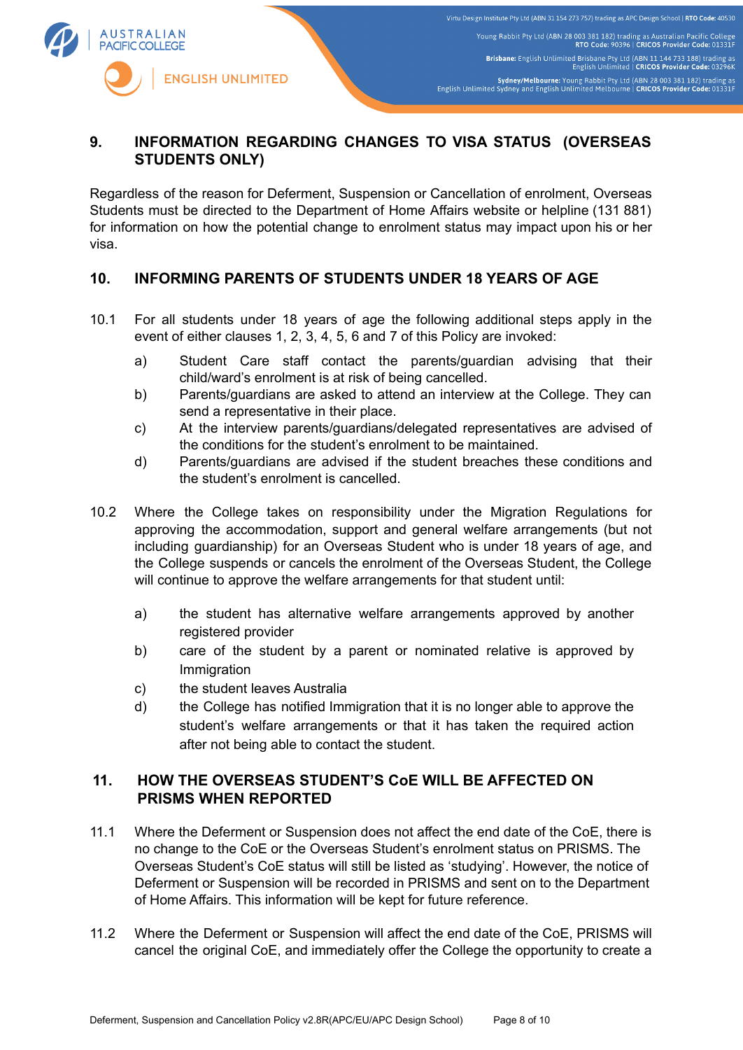## 9. INFORMATION REGARDING CHANGES TO VISA STATUS (OVERSEAS STUDENTS ONLY)

Regardless of the reason for Deferment, Suspension or Cancellation of enrolment, Overseas Students must be directed to the Department of Home Affairs website or helpline (131 881) for information on how the potential change to enrolment status may impact upon his or her visa.

## 10. INFORMING PARENTS OF STUDENTS UNDER 18 YEARS OF AGE

10.1 For all students under 18 years of age the following additional steps apply in the event of either clauses 1, 2, 3, 4, 5, 6 and 7 of this Policy are invoked:

a) Student Care staff contact the parents/guardian advising that their child/ward's enrolment is at risk of being cancelled.

b) Parents/guardians are asked to attend an interview at the College. They can send a representative in their place.

c) At the interview parents/guardians/delegated representatives are advised of the conditions for the student's enrolment to be maintained.

d) Parents/guardians are advised if the student breaches these conditions and the student's enrolment is cancelled.

10.2 Where the College takes on responsibility under the Migration Regulations for approving the accommodation, support and general welfare arrangements (but not including guardianship) for an Overseas Student who is under 18 years of age, and the College suspends or cancels the enrolment of the Overseas Student, the College will continue to approve the welfare arrangements for that student until:

a) the student has alternative welfare arrangements approved by another registered provider

b) care of the student by a parent or nominated relative is approved by Immigration

c) the student leaves Australia

d) the College has notified Immigration that it is no longer able to approve the student's welfare arrangements or that it has taken the required action after not being able to contact the student.

## 11. HOW THE OVERSEAS STUDENT'S CoE WILL BE AFFECTED ON PRISMS WHEN REPORTED

11.1 Where the Deferment or Suspension does not affect the end date of the CoE, there is no change to the CoE or the Overseas Student's enrolment status on PRISMS. The Overseas Student's CoE status will still be listed as 'studying'. However, the notice of Deferment or Suspension will be recorded in PRISMS and sent on to the Department of Home Affairs. This information will be kept for future reference.

11.2 Where the Deferment or Suspension will affect the end date of the CoE, PRISMS will cancel the original CoE, and immediately offer the College the opportunity to create a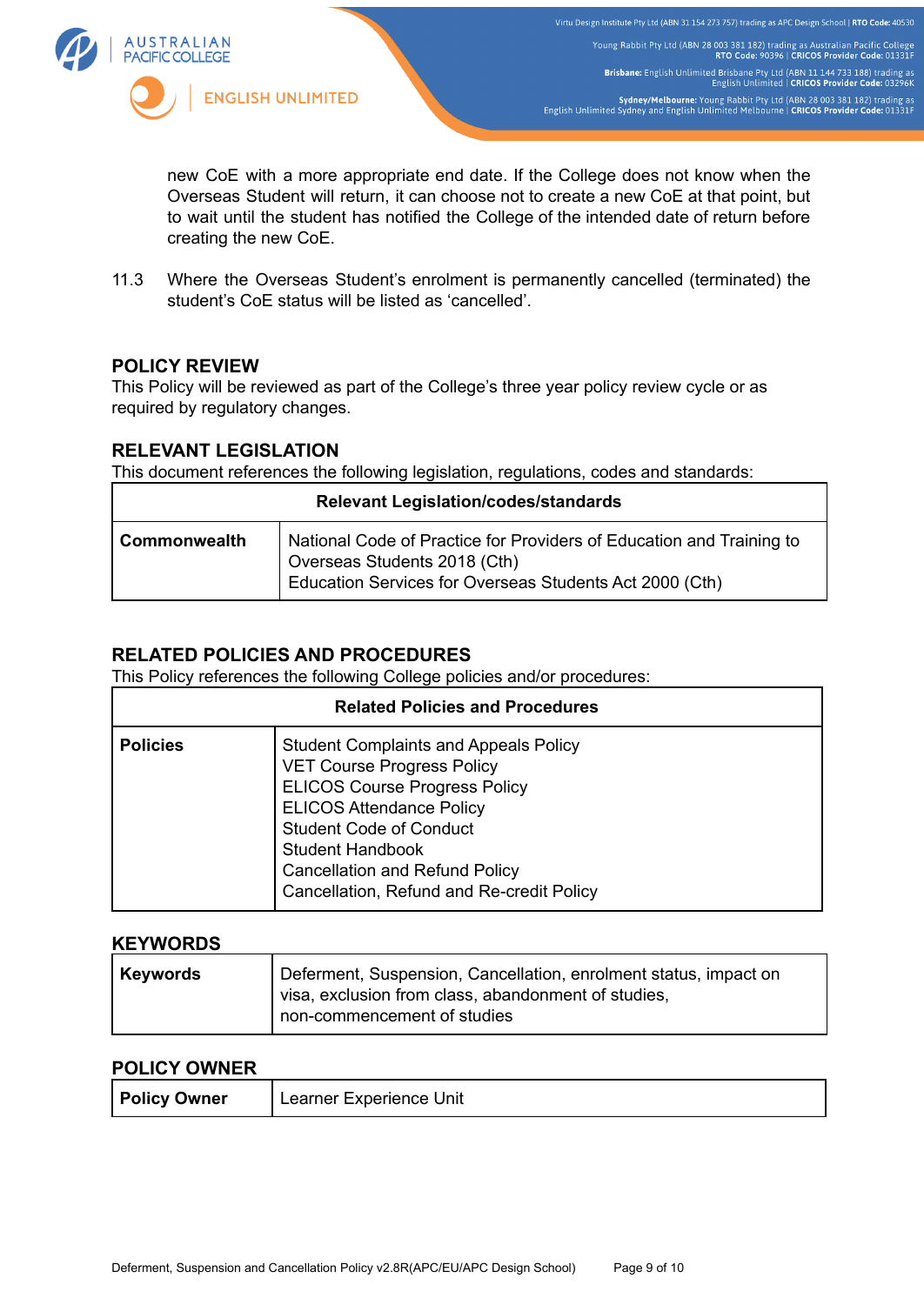new CoE with a more appropriate end date. If the College does not know when the Overseas Student will return, it can choose not to create a new CoE at that point, but to wait until the student has notified the College of the intended date of return before creating the new CoE.

11.3 Where the Overseas Student's enrolment is permanently cancelled (terminated) the student's CoE status will be listed as 'cancelled'.

## POLICY REVIEW

This Policy will be reviewed as part of the College's three year policy review cycle or as required by regulatory changes.

## RELEVANT LEGISLATION

This document references the following legislation, regulations, codes and standards:

| Relevant Legislation/codes/standards | |
|---|---|
| **Commonwealth** | National Code of Practice for Providers of Education and Training to Overseas Students 2018 (Cth)<br>Education Services for Overseas Students Act 2000 (Cth) |

## RELATED POLICIES AND PROCEDURES

This Policy references the following College policies and/or procedures:

| Related Policies and Procedures | |
|---|---|
| **Policies** | Student Complaints and Appeals Policy<br>VET Course Progress Policy<br>ELICOS Course Progress Policy<br>ELICOS Attendance Policy<br>Student Code of Conduct<br>Student Handbook<br>Cancellation and Refund Policy<br>Cancellation, Refund and Re-credit Policy |

## KEYWORDS

| **Keywords** | Deferment, Suspension, Cancellation, enrolment status, impact on visa, exclusion from class, abandonment of studies, non-commencement of studies |
|---|---|

## POLICY OWNER

| **Policy Owner** | Learner Experience Unit |
|---|---|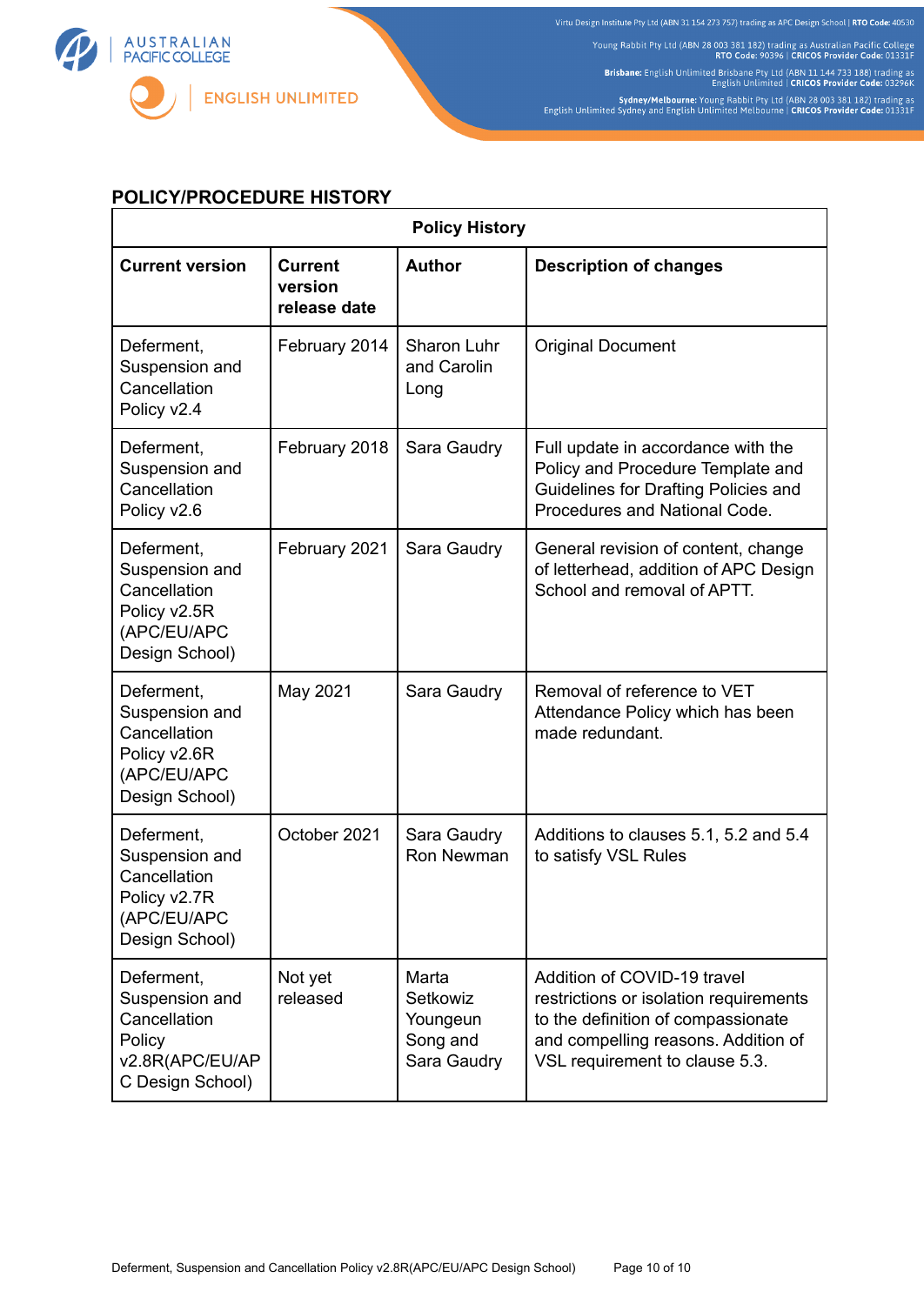## POLICY/PROCEDURE HISTORY

| Policy History | | | |
|---|---|---|---|
| **Current version** | **Current version release date** | **Author** | **Description of changes** |
| Deferment, Suspension and Cancellation Policy v2.4 | February 2014 | Sharon Luhr and Carolin Long | Original Document |
| Deferment, Suspension and Cancellation Policy v2.6 | February 2018 | Sara Gaudry | Full update in accordance with the Policy and Procedure Template and Guidelines for Drafting Policies and Procedures and National Code. |
| Deferment, Suspension and Cancellation Policy v2.5R (APC/EU/APC Design School) | February 2021 | Sara Gaudry | General revision of content, change of letterhead, addition of APC Design School and removal of APTT. |
| Deferment, Suspension and Cancellation Policy v2.6R (APC/EU/APC Design School) | May 2021 | Sara Gaudry | Removal of reference to VET Attendance Policy which has been made redundant. |
| Deferment, Suspension and Cancellation Policy v2.7R (APC/EU/APC Design School) | October 2021 | Sara Gaudry Ron Newman | Additions to clauses 5.1, 5.2 and 5.4 to satisfy VSL Rules |
| Deferment, Suspension and Cancellation Policy v2.8R(APC/EU/APC Design School) | Not yet released | Marta Setkowiz Youngeun Song and Sara Gaudry | Addition of COVID-19 travel restrictions or isolation requirements to the definition of compassionate and compelling reasons. Addition of VSL requirement to clause 5.3. |